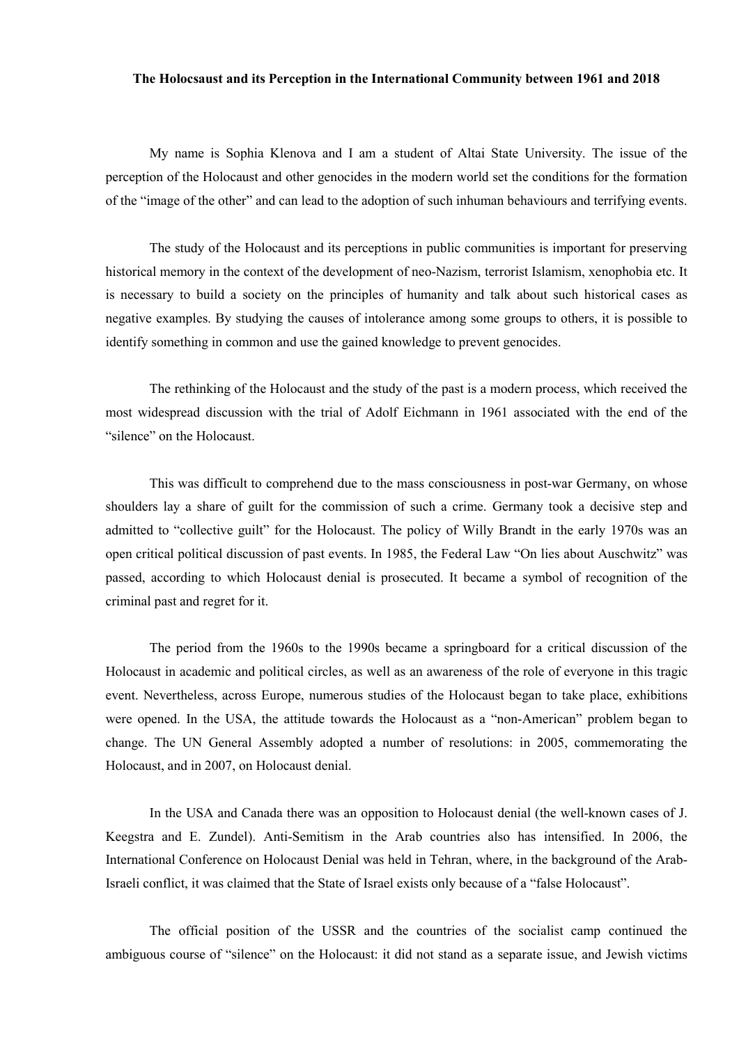**The Holocsaust and its Perception in the International Community between 1961 and 2018**

My name is Sophia Klenova and I am a student of Altai State University. The issue of the perception of the Holocaust and other genocides in the modern world set the conditions for the formation of the "image of the other" and can lead to the adoption of such inhuman behaviours and terrifying events.

The study of the Holocaust and its perceptions in public communities is important for preserving historical memory in the context of the development of neo-Nazism, terrorist Islamism, xenophobia etc. It is necessary to build a society on the principles of humanity and talk about such historical cases as negative examples. By studying the causes of intolerance among some groups to others, it is possible to identify something in common and use the gained knowledge to prevent genocides.

The rethinking of the Holocaust and the study of the past is a modern process, which received the most widespread discussion with the trial of Adolf Eichmann in 1961 associated with the end of the "silence" on the Holocaust.

This was difficult to comprehend due to the mass consciousness in post-war Germany, on whose shoulders lay a share of guilt for the commission of such a crime. Germany took a decisive step and admitted to "collective guilt" for the Holocaust. The policy of Willy Brandt in the early 1970s was an open critical political discussion of past events. In 1985, the Federal Law "On lies about Auschwitz" was passed, according to which Holocaust denial is prosecuted. It became a symbol of recognition of the criminal past and regret for it.

The period from the 1960s to the 1990s became a springboard for a critical discussion of the Holocaust in academic and political circles, as well as an awareness of the role of everyone in this tragic event. Nevertheless, across Europe, numerous studies of the Holocaust began to take place, exhibitions were opened. In the USA, the attitude towards the Holocaust as a "non-American" problem began to change. The UN General Assembly adopted a number of resolutions: in 2005, commemorating the Holocaust, and in 2007, on Holocaust denial.

In the USA and Canada there was an opposition to Holocaust denial (the well-known cases of J. Keegstra and E. Zundel). Anti-Semitism in the Arab countries also has intensified. In 2006, the International Conference on Holocaust Denial was held in Tehran, where, in the background of the Arab-Israeli conflict, it was claimed that the State of Israel exists only because of a "false Holocaust".

The official position of the USSR and the countries of the socialist camp continued the ambiguous course of "silence" on the Holocaust: it did not stand as a separate issue, and Jewish victims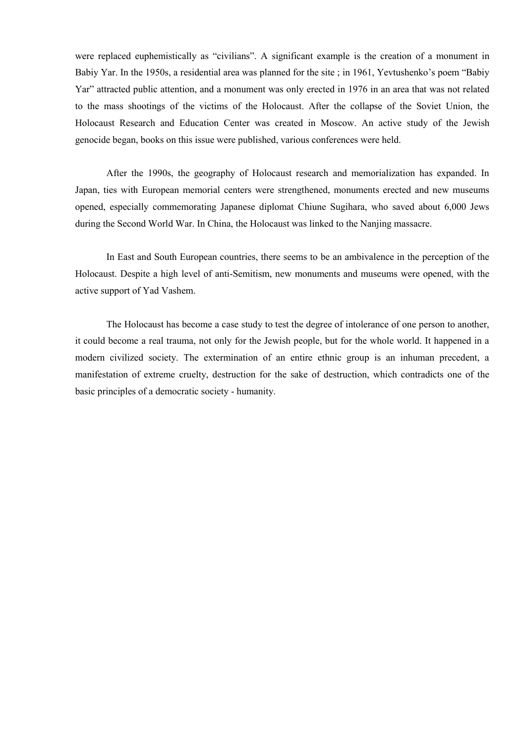were replaced euphemistically as “civilians”. A significant example is the creation of a monument in Babiy Yar. In the 1950s, a residential area was planned for the site ; in 1961, Yevtushenko’s poem “Babiy Yar” attracted public attention, and a monument was only erected in 1976 in an area that was not related to the mass shootings of the victims of the Holocaust. After the collapse of the Soviet Union, the Holocaust Research and Education Center was created in Moscow. An active study of the Jewish genocide began, books on this issue were published, various conferences were held.

After the 1990s, the geography of Holocaust research and memorialization has expanded. In Japan, ties with European memorial centers were strengthened, monuments erected and new museums opened, especially commemorating Japanese diplomat Chiune Sugihara, who saved about 6,000 Jews during the Second World War. In China, the Holocaust was linked to the Nanjing massacre.

In East and South European countries, there seems to be an ambivalence in the perception of the Holocaust. Despite a high level of anti-Semitism, new monuments and museums were opened, with the active support of Yad Vashem.

The Holocaust has become a case study to test the degree of intolerance of one person to another, it could become a real trauma, not only for the Jewish people, but for the whole world. It happened in a modern civilized society. The extermination of an entire ethnic group is an inhuman precedent, a manifestation of extreme cruelty, destruction for the sake of destruction, which contradicts one of the basic principles of a democratic society - humanity.